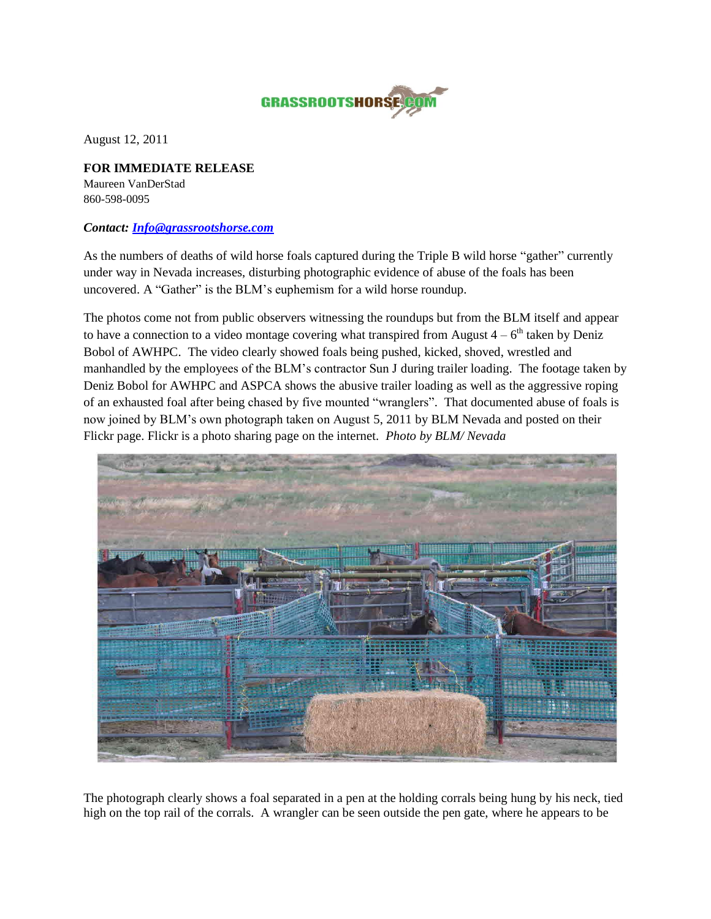GRASSROOTSHORSE.COM

August 12, 2011

**FOR IMMEDIATE RELEASE**
Maureen VanDerStad
860-598-0095

***Contact: Info@grassrootshorse.com***

As the numbers of deaths of wild horse foals captured during the Triple B wild horse "gather" currently under way in Nevada increases, disturbing photographic evidence of abuse of the foals has been uncovered. A "Gather" is the BLM's euphemism for a wild horse roundup.

The photos come not from public observers witnessing the roundups but from the BLM itself and appear to have a connection to a video montage covering what transpired from August 4 – 6th taken by Deniz Bobol of AWHPC. The video clearly showed foals being pushed, kicked, shoved, wrestled and manhandled by the employees of the BLM's contractor Sun J during trailer loading. The footage taken by Deniz Bobol for AWHPC and ASPCA shows the abusive trailer loading as well as the aggressive roping of an exhausted foal after being chased by five mounted "wranglers". That documented abuse of foals is now joined by BLM's own photograph taken on August 5, 2011 by BLM Nevada and posted on their Flickr page. Flickr is a photo sharing page on the internet. *Photo by BLM/ Nevada*

The photograph clearly shows a foal separated in a pen at the holding corrals being hung by his neck, tied high on the top rail of the corrals. A wrangler can be seen outside the pen gate, where he appears to be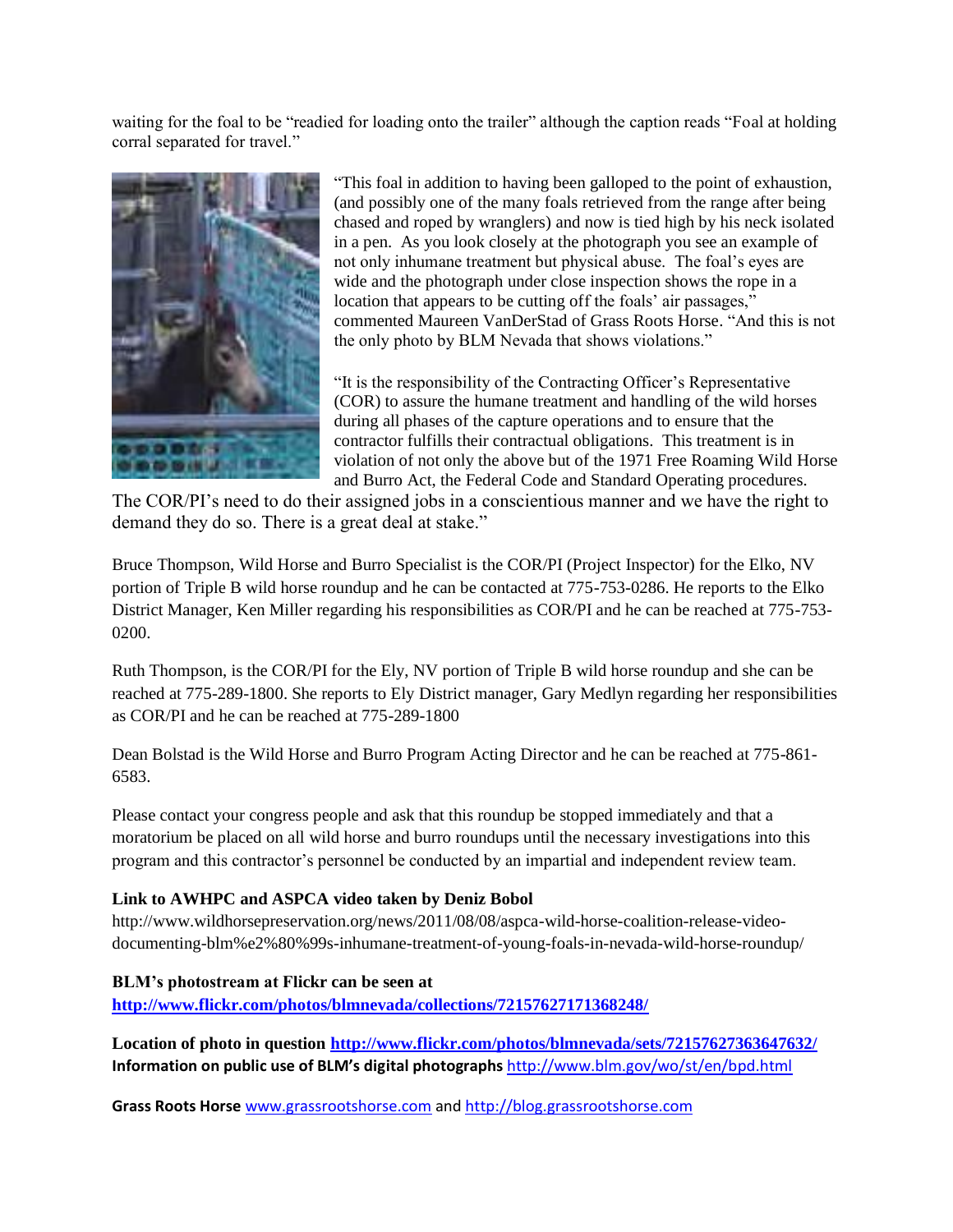waiting for the foal to be "readied for loading onto the trailer" although the caption reads "Foal at holding corral separated for travel."

"This foal in addition to having been galloped to the point of exhaustion, (and possibly one of the many foals retrieved from the range after being chased and roped by wranglers) and now is tied high by his neck isolated in a pen. As you look closely at the photograph you see an example of not only inhumane treatment but physical abuse. The foal's eyes are wide and the photograph under close inspection shows the rope in a location that appears to be cutting off the foals' air passages," commented Maureen VanDerStad of Grass Roots Horse. "And this is not the only photo by BLM Nevada that shows violations."

"It is the responsibility of the Contracting Officer's Representative (COR) to assure the humane treatment and handling of the wild horses during all phases of the capture operations and to ensure that the contractor fulfills their contractual obligations. This treatment is in violation of not only the above but of the 1971 Free Roaming Wild Horse and Burro Act, the Federal Code and Standard Operating procedures. The COR/PI's need to do their assigned jobs in a conscientious manner and we have the right to demand they do so. There is a great deal at stake."

Bruce Thompson, Wild Horse and Burro Specialist is the COR/PI (Project Inspector) for the Elko, NV portion of Triple B wild horse roundup and he can be contacted at 775-753-0286. He reports to the Elko District Manager, Ken Miller regarding his responsibilities as COR/PI and he can be reached at 775-753-0200.

Ruth Thompson, is the COR/PI for the Ely, NV portion of Triple B wild horse roundup and she can be reached at 775-289-1800. She reports to Ely District manager, Gary Medlyn regarding her responsibilities as COR/PI and he can be reached at 775-289-1800

Dean Bolstad is the Wild Horse and Burro Program Acting Director and he can be reached at 775-861-6583.

Please contact your congress people and ask that this roundup be stopped immediately and that a moratorium be placed on all wild horse and burro roundups until the necessary investigations into this program and this contractor's personnel be conducted by an impartial and independent review team.

**Link to AWHPC and ASPCA video taken by Deniz Bobol**
http://www.wildhorsepreservation.org/news/2011/08/08/aspca-wild-horse-coalition-release-video-documenting-blm%e2%80%99s-inhumane-treatment-of-young-foals-in-nevada-wild-horse-roundup/

**BLM's photostream at Flickr can be seen at**
**http://www.flickr.com/photos/blmnevada/collections/72157627171368248/**

**Location of photo in question http://www.flickr.com/photos/blmnevada/sets/72157627363647632/**
**Information on public use of BLM's digital photographs** http://www.blm.gov/wo/st/en/bpd.html

**Grass Roots Horse** www.grassrootshorse.com and http://blog.grassrootshorse.com